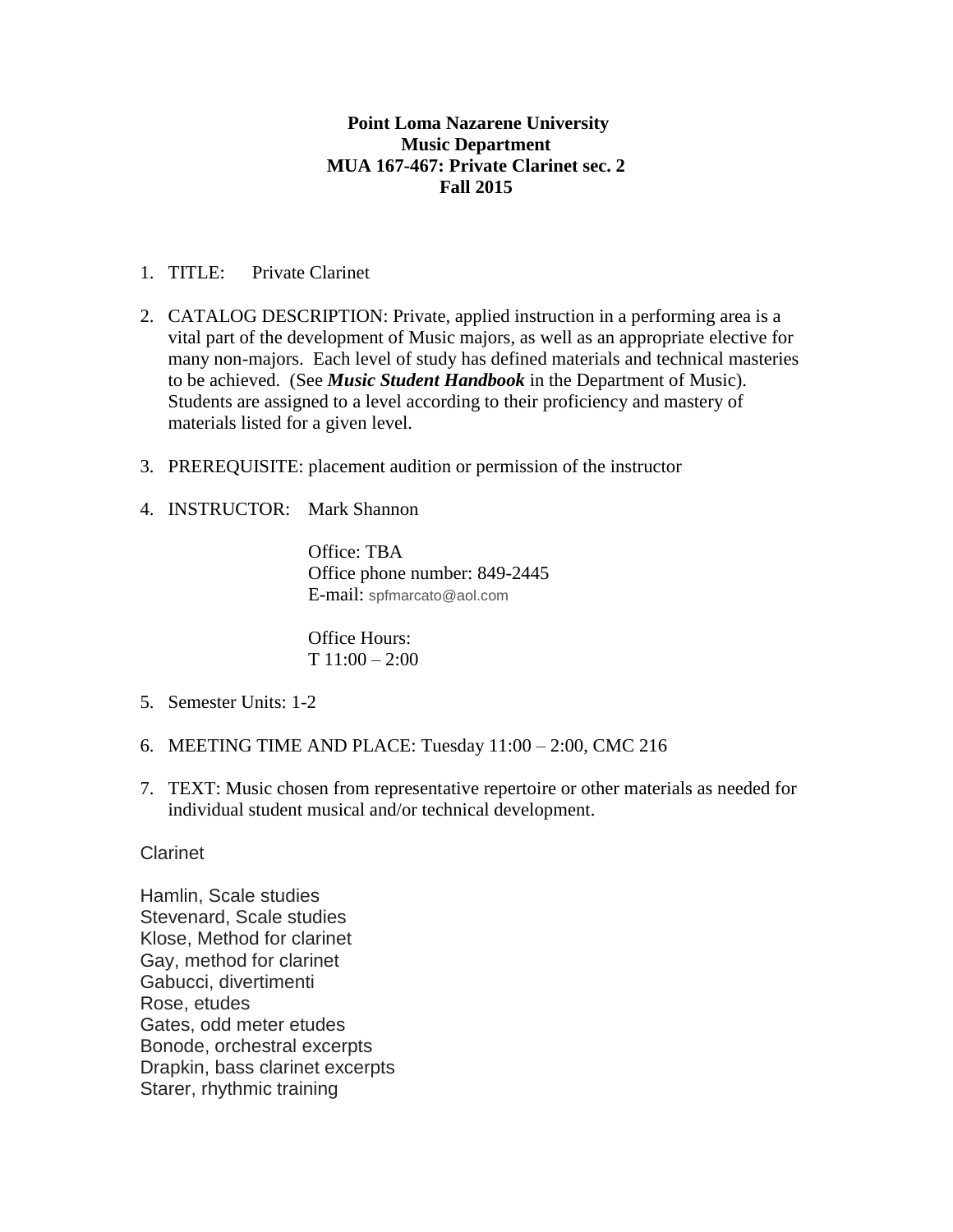**Point Loma Nazarene University**
**Music Department**
**MUA 167-467: Private Clarinet sec. 2**
**Fall 2015**

1. TITLE: Private Clarinet

2. CATALOG DESCRIPTION: Private, applied instruction in a performing area is a vital part of the development of Music majors, as well as an appropriate elective for many non-majors. Each level of study has defined materials and technical masteries to be achieved. (See ***Music Student Handbook*** in the Department of Music). Students are assigned to a level according to their proficiency and mastery of materials listed for a given level.

3. PREREQUISITE: placement audition or permission of the instructor

4. INSTRUCTOR: Mark Shannon

   Office: TBA
   Office phone number: 849-2445
   E-mail: spfmarcato@aol.com

   Office Hours:
   T 11:00 – 2:00

5. Semester Units: 1-2

6. MEETING TIME AND PLACE: Tuesday 11:00 – 2:00, CMC 216

7. TEXT: Music chosen from representative repertoire or other materials as needed for individual student musical and/or technical development.

Clarinet

Hamlin, Scale studies
Stevenard, Scale studies
Klose, Method for clarinet
Gay, method for clarinet
Gabucci, divertimenti
Rose, etudes
Gates, odd meter etudes
Bonode, orchestral excerpts
Drapkin, bass clarinet excerpts
Starer, rhythmic training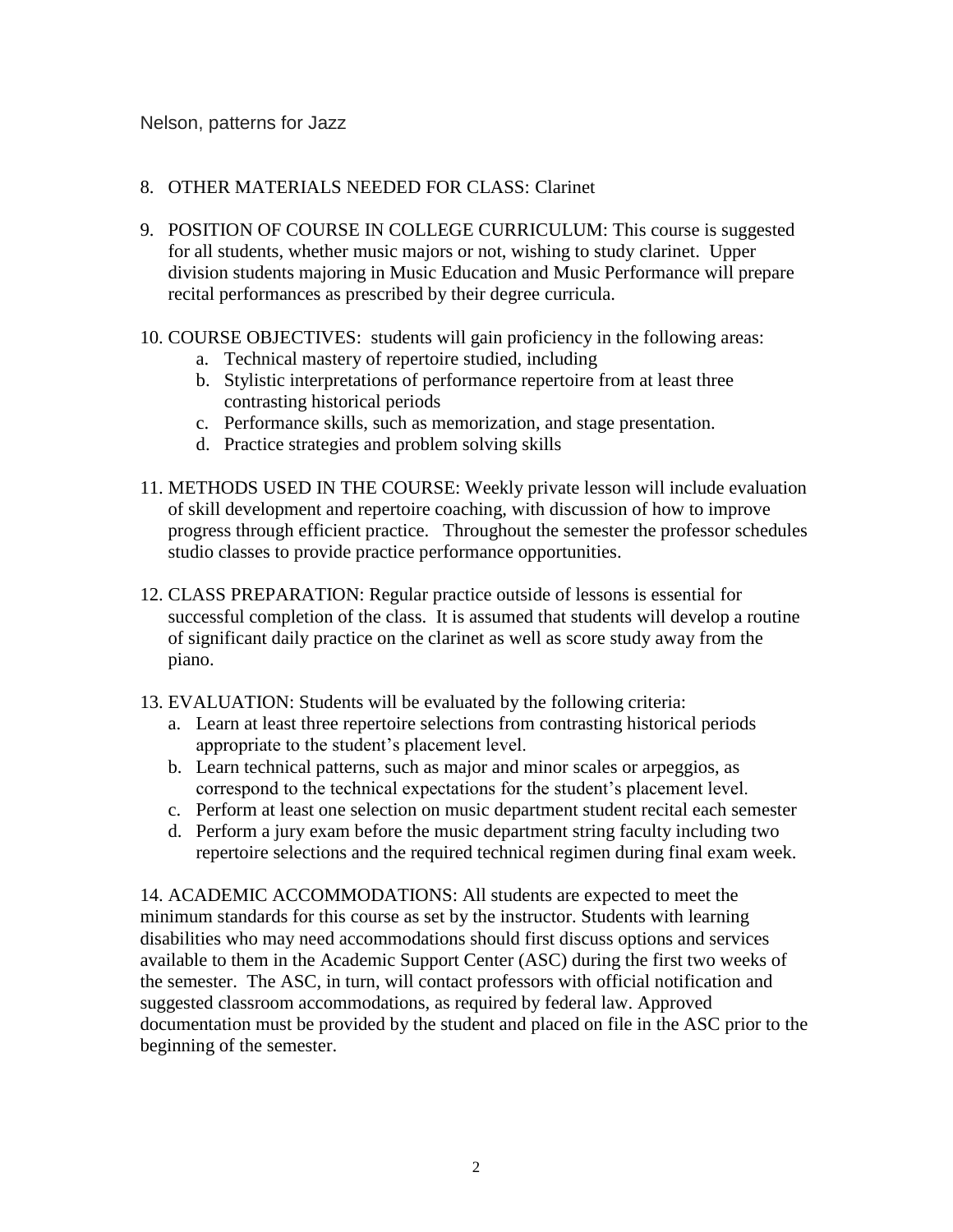Nelson, patterns for Jazz

8. OTHER MATERIALS NEEDED FOR CLASS: Clarinet

9. POSITION OF COURSE IN COLLEGE CURRICULUM: This course is suggested for all students, whether music majors or not, wishing to study clarinet. Upper division students majoring in Music Education and Music Performance will prepare recital performances as prescribed by their degree curricula.

10. COURSE OBJECTIVES: students will gain proficiency in the following areas:
    a. Technical mastery of repertoire studied, including
    b. Stylistic interpretations of performance repertoire from at least three contrasting historical periods
    c. Performance skills, such as memorization, and stage presentation.
    d. Practice strategies and problem solving skills

11. METHODS USED IN THE COURSE: Weekly private lesson will include evaluation of skill development and repertoire coaching, with discussion of how to improve progress through efficient practice. Throughout the semester the professor schedules studio classes to provide practice performance opportunities.

12. CLASS PREPARATION: Regular practice outside of lessons is essential for successful completion of the class. It is assumed that students will develop a routine of significant daily practice on the clarinet as well as score study away from the piano.

13. EVALUATION: Students will be evaluated by the following criteria:
    a. Learn at least three repertoire selections from contrasting historical periods appropriate to the student's placement level.
    b. Learn technical patterns, such as major and minor scales or arpeggios, as correspond to the technical expectations for the student's placement level.
    c. Perform at least one selection on music department student recital each semester
    d. Perform a jury exam before the music department string faculty including two repertoire selections and the required technical regimen during final exam week.

14. ACADEMIC ACCOMMODATIONS: All students are expected to meet the minimum standards for this course as set by the instructor. Students with learning disabilities who may need accommodations should first discuss options and services available to them in the Academic Support Center (ASC) during the first two weeks of the semester. The ASC, in turn, will contact professors with official notification and suggested classroom accommodations, as required by federal law. Approved documentation must be provided by the student and placed on file in the ASC prior to the beginning of the semester.